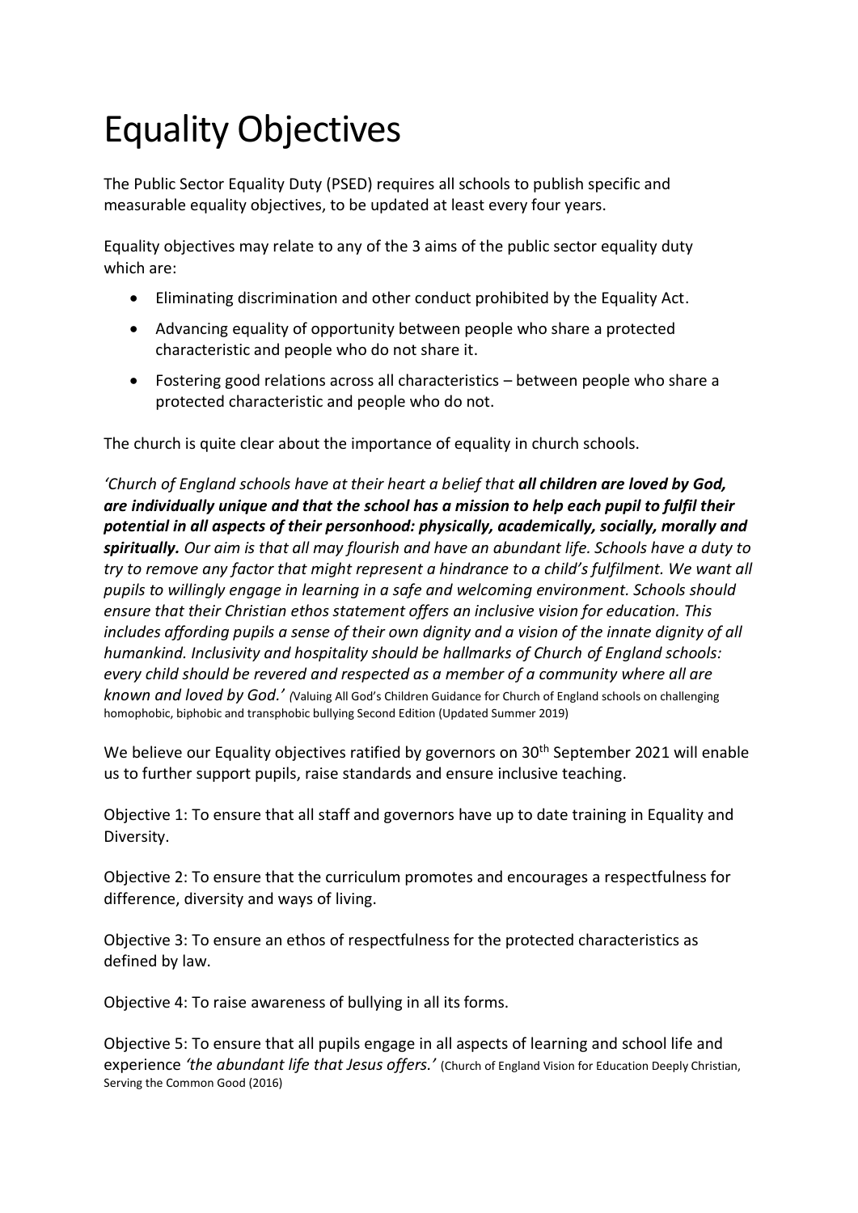# Equality Objectives

The Public Sector Equality Duty (PSED) requires all schools to publish specific and measurable equality objectives, to be updated at least every four years.

Equality objectives may relate to any of the 3 aims of the public sector equality duty which are:

- Eliminating discrimination and other conduct prohibited by the Equality Act.
- Advancing equality of opportunity between people who share a protected characteristic and people who do not share it.
- Fostering good relations across all characteristics – between people who share a protected characteristic and people who do not.

The church is quite clear about the importance of equality in church schools.

*'Church of England schools have at their heart a belief that **all children are loved by God, are individually unique and that the school has a mission to help each pupil to fulfil their potential in all aspects of their personhood: physically, academically, socially, morally and spiritually.** Our aim is that all may flourish and have an abundant life. Schools have a duty to try to remove any factor that might represent a hindrance to a child's fulfilment. We want all pupils to willingly engage in learning in a safe and welcoming environment. Schools should ensure that their Christian ethos statement offers an inclusive vision for education. This includes affording pupils a sense of their own dignity and a vision of the innate dignity of all humankind. Inclusivity and hospitality should be hallmarks of Church of England schools: every child should be revered and respected as a member of a community where all are known and loved by God.' (*Valuing All God's Children Guidance for Church of England schools on challenging homophobic, biphobic and transphobic bullying Second Edition (Updated Summer 2019)

We believe our Equality objectives ratified by governors on 30th September 2021 will enable us to further support pupils, raise standards and ensure inclusive teaching.

Objective 1: To ensure that all staff and governors have up to date training in Equality and Diversity.

Objective 2: To ensure that the curriculum promotes and encourages a respectfulness for difference, diversity and ways of living.

Objective 3: To ensure an ethos of respectfulness for the protected characteristics as defined by law.

Objective 4: To raise awareness of bullying in all its forms.

Objective 5: To ensure that all pupils engage in all aspects of learning and school life and experience *'the abundant life that Jesus offers.'* (Church of England Vision for Education Deeply Christian, Serving the Common Good (2016)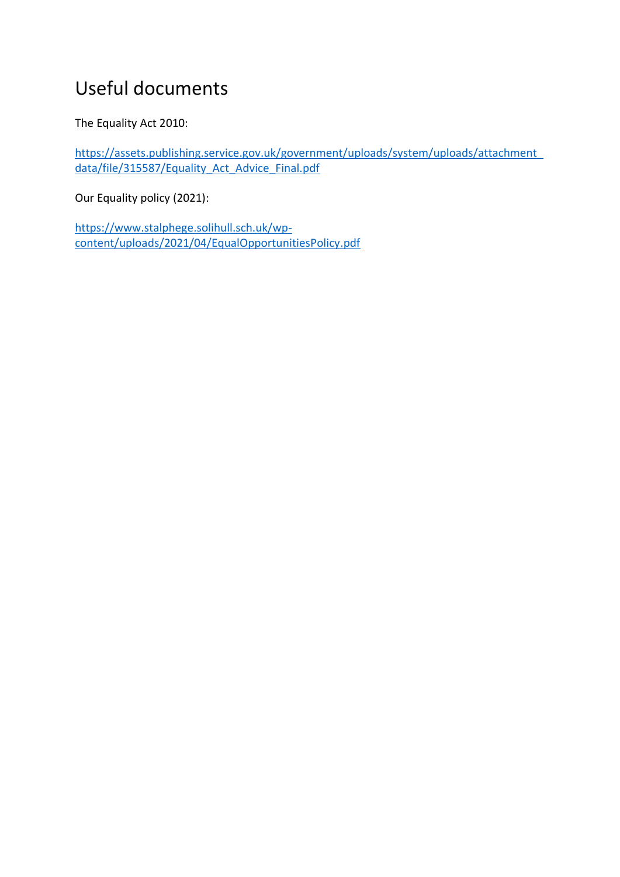# Useful documents

The Equality Act 2010:

https://assets.publishing.service.gov.uk/government/uploads/system/uploads/attachment_data/file/315587/Equality_Act_Advice_Final.pdf

Our Equality policy (2021):

https://www.stalphege.solihull.sch.uk/wp-content/uploads/2021/04/EqualOpportunitiesPolicy.pdf